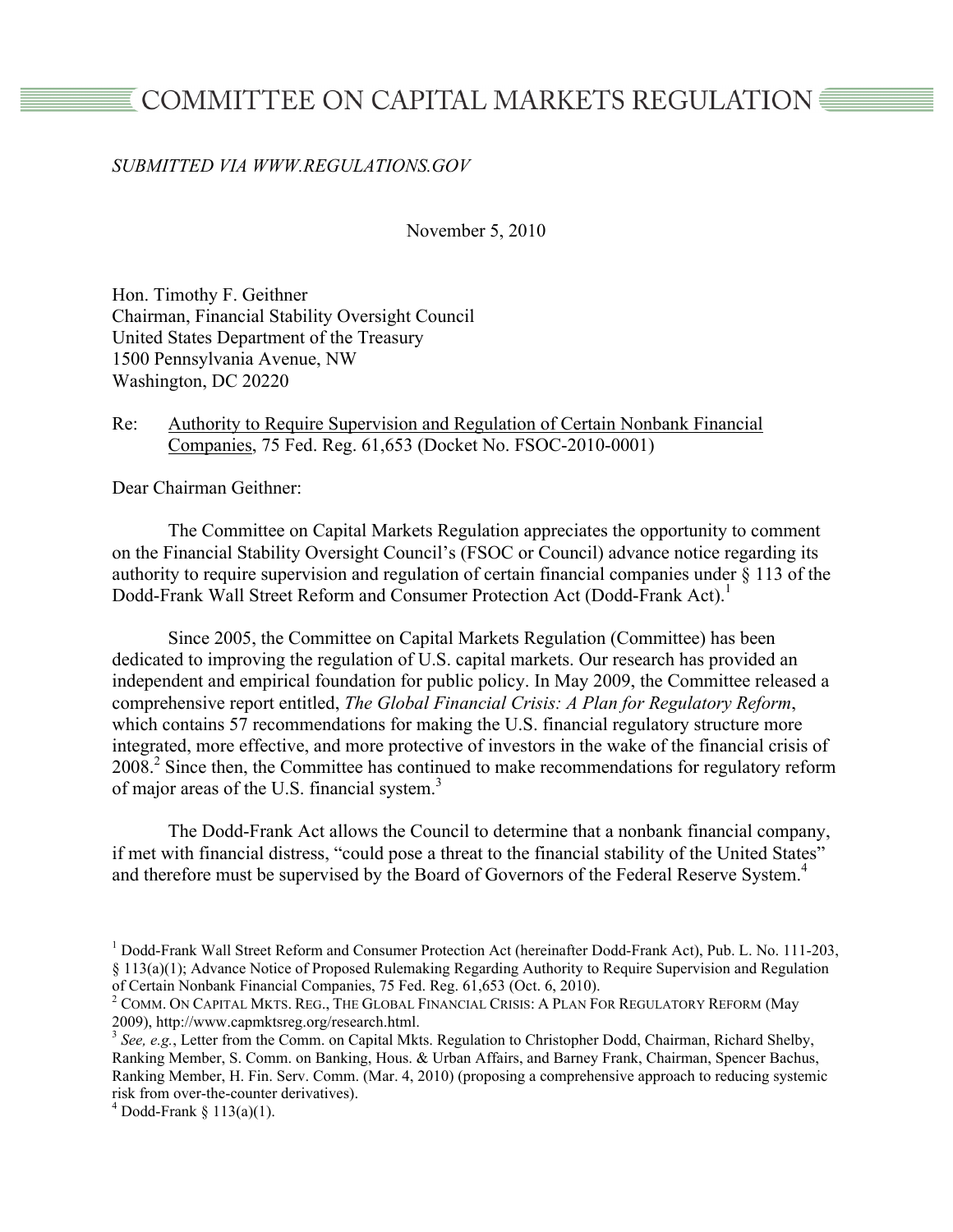# COMMITTEE ON CAPITAL MARKETS REGULATION

*SUBMITTED VIA WWW.REGULATIONS.GOV*

November 5, 2010

Hon. Timothy F. Geithner
Chairman, Financial Stability Oversight Council
United States Department of the Treasury
1500 Pennsylvania Avenue, NW
Washington, DC 20220

Re: Authority to Require Supervision and Regulation of Certain Nonbank Financial Companies, 75 Fed. Reg. 61,653 (Docket No. FSOC-2010-0001)

Dear Chairman Geithner:

The Committee on Capital Markets Regulation appreciates the opportunity to comment on the Financial Stability Oversight Council's (FSOC or Council) advance notice regarding its authority to require supervision and regulation of certain financial companies under § 113 of the Dodd-Frank Wall Street Reform and Consumer Protection Act (Dodd-Frank Act).[1]

Since 2005, the Committee on Capital Markets Regulation (Committee) has been dedicated to improving the regulation of U.S. capital markets. Our research has provided an independent and empirical foundation for public policy. In May 2009, the Committee released a comprehensive report entitled, *The Global Financial Crisis: A Plan for Regulatory Reform*, which contains 57 recommendations for making the U.S. financial regulatory structure more integrated, more effective, and more protective of investors in the wake of the financial crisis of 2008.[2] Since then, the Committee has continued to make recommendations for regulatory reform of major areas of the U.S. financial system.[3]

The Dodd-Frank Act allows the Council to determine that a nonbank financial company, if met with financial distress, "could pose a threat to the financial stability of the United States" and therefore must be supervised by the Board of Governors of the Federal Reserve System.[4]

---

[1] Dodd-Frank Wall Street Reform and Consumer Protection Act (hereinafter Dodd-Frank Act), Pub. L. No. 111-203, § 113(a)(1); Advance Notice of Proposed Rulemaking Regarding Authority to Require Supervision and Regulation of Certain Nonbank Financial Companies, 75 Fed. Reg. 61,653 (Oct. 6, 2010).

[2] COMM. ON CAPITAL MKTS. REG., THE GLOBAL FINANCIAL CRISIS: A PLAN FOR REGULATORY REFORM (May 2009), http://www.capmktsreg.org/research.html.

[3] *See, e.g.*, Letter from the Comm. on Capital Mkts. Regulation to Christopher Dodd, Chairman, Richard Shelby, Ranking Member, S. Comm. on Banking, Hous. & Urban Affairs, and Barney Frank, Chairman, Spencer Bachus, Ranking Member, H. Fin. Serv. Comm. (Mar. 4, 2010) (proposing a comprehensive approach to reducing systemic risk from over-the-counter derivatives).

[4] Dodd-Frank § 113(a)(1).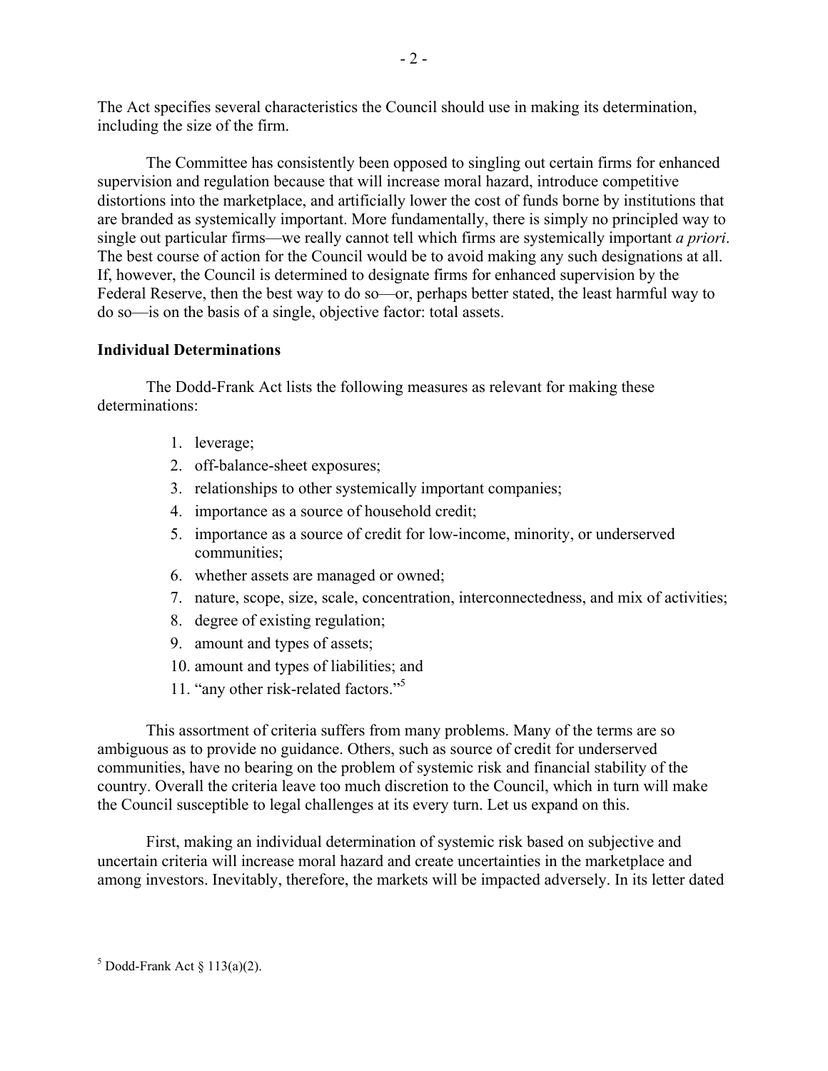The Act specifies several characteristics the Council should use in making its determination, including the size of the firm.

The Committee has consistently been opposed to singling out certain firms for enhanced supervision and regulation because that will increase moral hazard, introduce competitive distortions into the marketplace, and artificially lower the cost of funds borne by institutions that are branded as systemically important. More fundamentally, there is simply no principled way to single out particular firms—we really cannot tell which firms are systemically important *a priori*. The best course of action for the Council would be to avoid making any such designations at all. If, however, the Council is determined to designate firms for enhanced supervision by the Federal Reserve, then the best way to do so—or, perhaps better stated, the least harmful way to do so—is on the basis of a single, objective factor: total assets.

**Individual Determinations**

The Dodd-Frank Act lists the following measures as relevant for making these determinations:

1. leverage;
2. off-balance-sheet exposures;
3. relationships to other systemically important companies;
4. importance as a source of household credit;
5. importance as a source of credit for low-income, minority, or underserved communities;
6. whether assets are managed or owned;
7. nature, scope, size, scale, concentration, interconnectedness, and mix of activities;
8. degree of existing regulation;
9. amount and types of assets;
10. amount and types of liabilities; and
11. "any other risk-related factors."[5]

This assortment of criteria suffers from many problems. Many of the terms are so ambiguous as to provide no guidance. Others, such as source of credit for underserved communities, have no bearing on the problem of systemic risk and financial stability of the country. Overall the criteria leave too much discretion to the Council, which in turn will make the Council susceptible to legal challenges at its every turn. Let us expand on this.

First, making an individual determination of systemic risk based on subjective and uncertain criteria will increase moral hazard and create uncertainties in the marketplace and among investors. Inevitably, therefore, the markets will be impacted adversely. In its letter dated

[5] Dodd-Frank Act § 113(a)(2).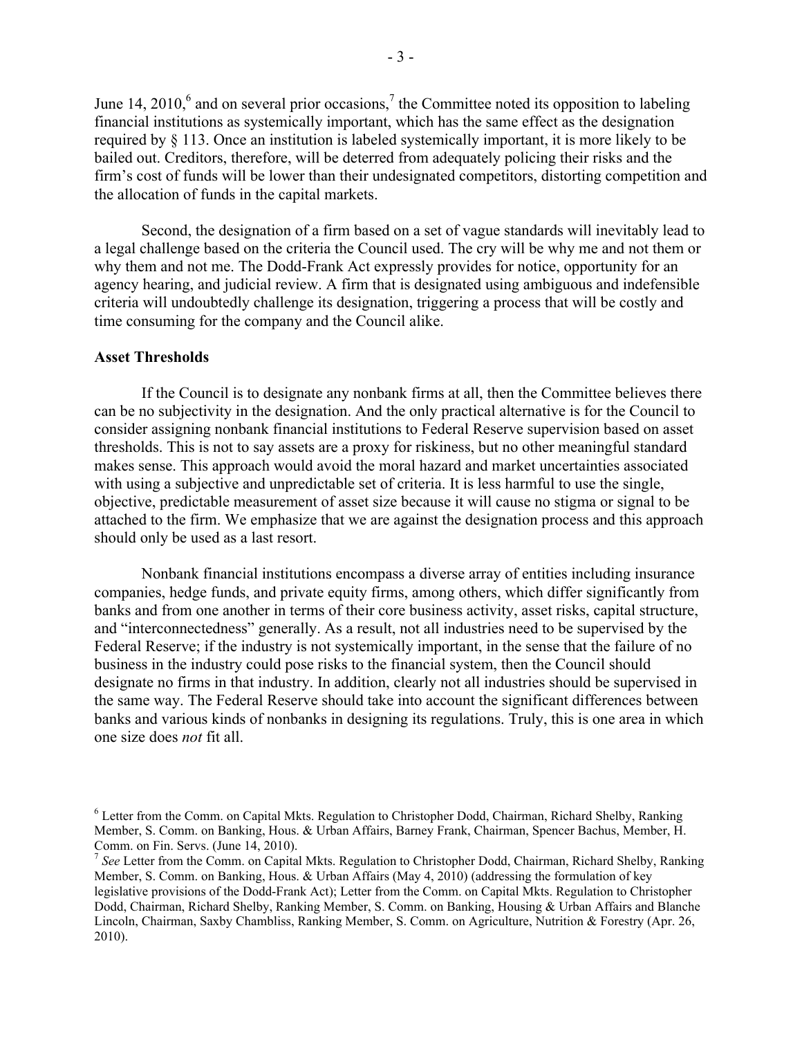June 14, 2010,[6] and on several prior occasions,[7] the Committee noted its opposition to labeling financial institutions as systemically important, which has the same effect as the designation required by § 113. Once an institution is labeled systemically important, it is more likely to be bailed out. Creditors, therefore, will be deterred from adequately policing their risks and the firm's cost of funds will be lower than their undesignated competitors, distorting competition and the allocation of funds in the capital markets.

Second, the designation of a firm based on a set of vague standards will inevitably lead to a legal challenge based on the criteria the Council used. The cry will be why me and not them or why them and not me. The Dodd-Frank Act expressly provides for notice, opportunity for an agency hearing, and judicial review. A firm that is designated using ambiguous and indefensible criteria will undoubtedly challenge its designation, triggering a process that will be costly and time consuming for the company and the Council alike.

**Asset Thresholds**

If the Council is to designate any nonbank firms at all, then the Committee believes there can be no subjectivity in the designation. And the only practical alternative is for the Council to consider assigning nonbank financial institutions to Federal Reserve supervision based on asset thresholds. This is not to say assets are a proxy for riskiness, but no other meaningful standard makes sense. This approach would avoid the moral hazard and market uncertainties associated with using a subjective and unpredictable set of criteria. It is less harmful to use the single, objective, predictable measurement of asset size because it will cause no stigma or signal to be attached to the firm. We emphasize that we are against the designation process and this approach should only be used as a last resort.

Nonbank financial institutions encompass a diverse array of entities including insurance companies, hedge funds, and private equity firms, among others, which differ significantly from banks and from one another in terms of their core business activity, asset risks, capital structure, and "interconnectedness" generally. As a result, not all industries need to be supervised by the Federal Reserve; if the industry is not systemically important, in the sense that the failure of no business in the industry could pose risks to the financial system, then the Council should designate no firms in that industry. In addition, clearly not all industries should be supervised in the same way. The Federal Reserve should take into account the significant differences between banks and various kinds of nonbanks in designing its regulations. Truly, this is one area in which one size does *not* fit all.

---

[6] Letter from the Comm. on Capital Mkts. Regulation to Christopher Dodd, Chairman, Richard Shelby, Ranking Member, S. Comm. on Banking, Hous. & Urban Affairs, Barney Frank, Chairman, Spencer Bachus, Member, H. Comm. on Fin. Servs. (June 14, 2010).

[7] *See* Letter from the Comm. on Capital Mkts. Regulation to Christopher Dodd, Chairman, Richard Shelby, Ranking Member, S. Comm. on Banking, Hous. & Urban Affairs (May 4, 2010) (addressing the formulation of key legislative provisions of the Dodd-Frank Act); Letter from the Comm. on Capital Mkts. Regulation to Christopher Dodd, Chairman, Richard Shelby, Ranking Member, S. Comm. on Banking, Housing & Urban Affairs and Blanche Lincoln, Chairman, Saxby Chambliss, Ranking Member, S. Comm. on Agriculture, Nutrition & Forestry (Apr. 26, 2010).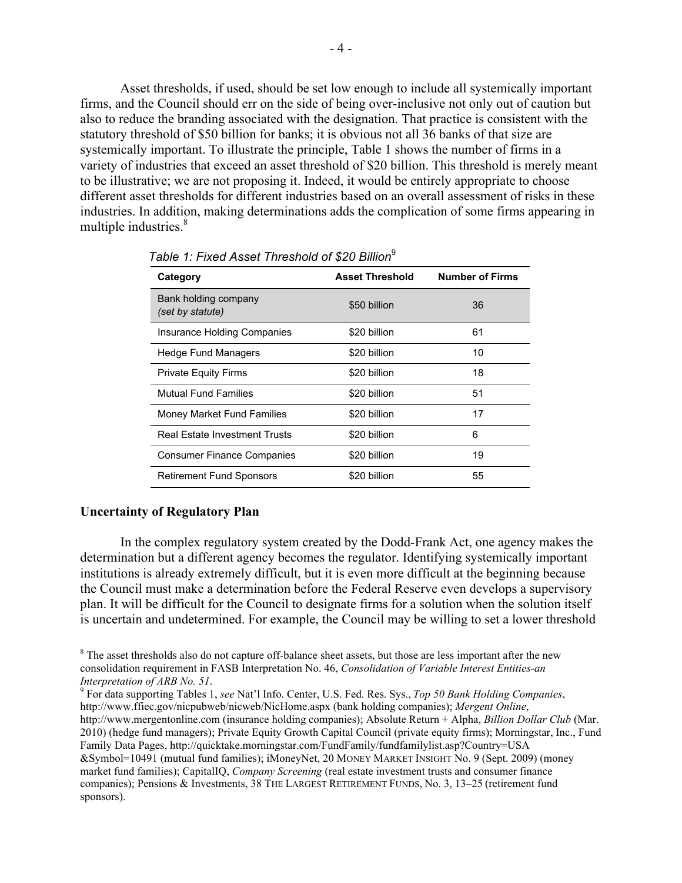Asset thresholds, if used, should be set low enough to include all systemically important firms, and the Council should err on the side of being over-inclusive not only out of caution but also to reduce the branding associated with the designation. That practice is consistent with the statutory threshold of $50 billion for banks; it is obvious not all 36 banks of that size are systemically important. To illustrate the principle, Table 1 shows the number of firms in a variety of industries that exceed an asset threshold of $20 billion. This threshold is merely meant to be illustrative; we are not proposing it. Indeed, it would be entirely appropriate to choose different asset thresholds for different industries based on an overall assessment of risks in these industries. In addition, making determinations adds the complication of some firms appearing in multiple industries.[8]

*Table 1: Fixed Asset Threshold of $20 Billion*[9]

| Category | Asset Threshold | Number of Firms |
|---|---|---|
| Bank holding company *(set by statute)* | $50 billion | 36 |
| Insurance Holding Companies | $20 billion | 61 |
| Hedge Fund Managers | $20 billion | 10 |
| Private Equity Firms | $20 billion | 18 |
| Mutual Fund Families | $20 billion | 51 |
| Money Market Fund Families | $20 billion | 17 |
| Real Estate Investment Trusts | $20 billion | 6 |
| Consumer Finance Companies | $20 billion | 19 |
| Retirement Fund Sponsors | $20 billion | 55 |

**Uncertainty of Regulatory Plan**

In the complex regulatory system created by the Dodd-Frank Act, one agency makes the determination but a different agency becomes the regulator. Identifying systemically important institutions is already extremely difficult, but it is even more difficult at the beginning because the Council must make a determination before the Federal Reserve even develops a supervisory plan. It will be difficult for the Council to designate firms for a solution when the solution itself is uncertain and undetermined. For example, the Council may be willing to set a lower threshold

[8] The asset thresholds also do not capture off-balance sheet assets, but those are less important after the new consolidation requirement in FASB Interpretation No. 46, *Consolidation of Variable Interest Entities-an Interpretation of ARB No. 51*.

[9] For data supporting Tables 1, *see* Nat'l Info. Center, U.S. Fed. Res. Sys., *Top 50 Bank Holding Companies*, http://www.ffiec.gov/nicpubweb/nicweb/NicHome.aspx (bank holding companies); *Mergent Online*, http://www.mergentonline.com (insurance holding companies); Absolute Return + Alpha, *Billion Dollar Club* (Mar. 2010) (hedge fund managers); Private Equity Growth Capital Council (private equity firms); Morningstar, Inc., Fund Family Data Pages, http://quicktake.morningstar.com/FundFamily/fundfamilylist.asp?Country=USA &Symbol=10491 (mutual fund families); iMoneyNet, 20 MONEY MARKET INSIGHT No. 9 (Sept. 2009) (money market fund families); CapitalIQ, *Company Screening* (real estate investment trusts and consumer finance companies); Pensions & Investments, 38 THE LARGEST RETIREMENT FUNDS, No. 3, 13–25 (retirement fund sponsors).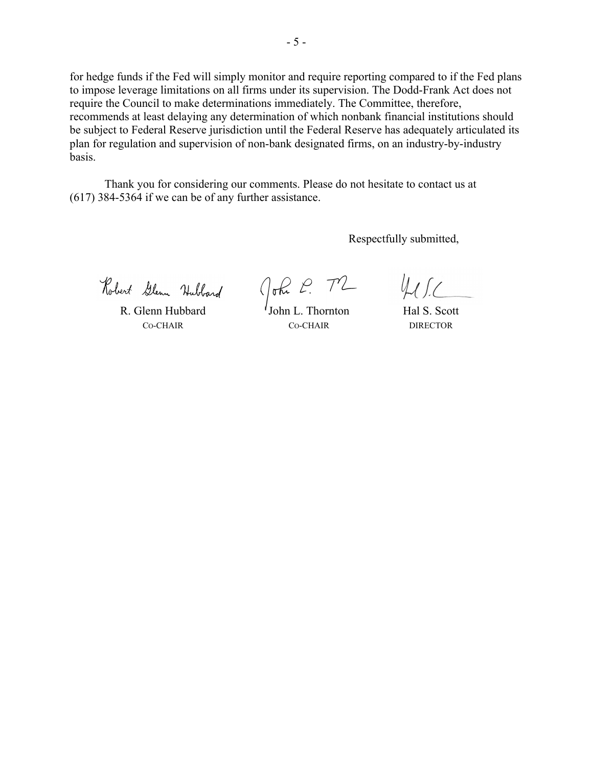for hedge funds if the Fed will simply monitor and require reporting compared to if the Fed plans to impose leverage limitations on all firms under its supervision. The Dodd-Frank Act does not require the Council to make determinations immediately. The Committee, therefore, recommends at least delaying any determination of which nonbank financial institutions should be subject to Federal Reserve jurisdiction until the Federal Reserve has adequately articulated its plan for regulation and supervision of non-bank designated firms, on an industry-by-industry basis.

Thank you for considering our comments. Please do not hesitate to contact us at (617) 384-5364 if we can be of any further assistance.

Respectfully submitted,

| | | |
|---|---|---|
| R. Glenn Hubbard | John L. Thornton | Hal S. Scott |
| CO-CHAIR | CO-CHAIR | DIRECTOR |